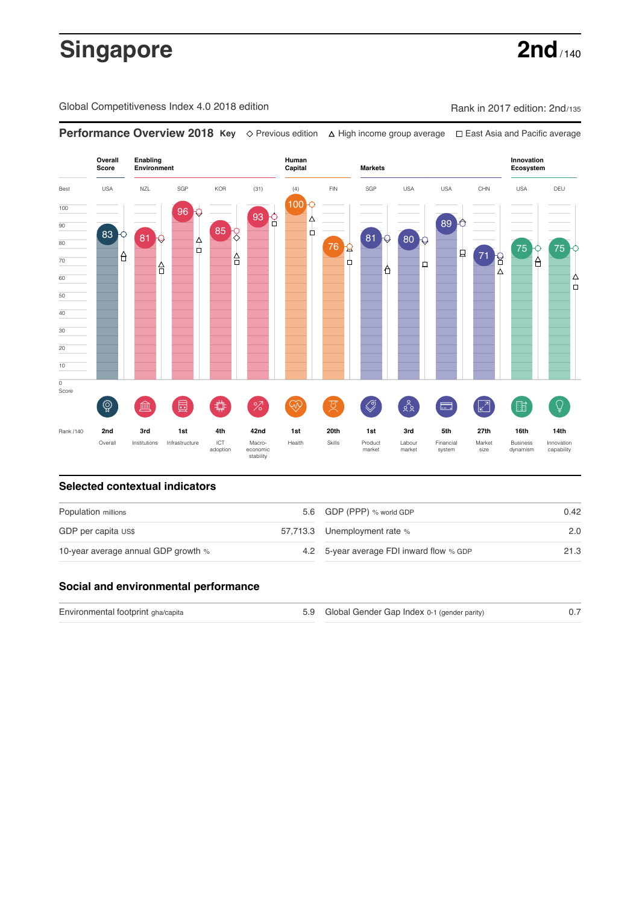# Singapore

**2nd** / 140

Global Competitiveness Index 4.0 2018 edition

Rank in 2017 edition: 2nd/135

## Performance Overview 2018

**Key** ◇ Previous edition △ High income group average □ East Asia and Pacific average

| | Overall Score | Enabling Environment | | | | Human Capital | | Markets | | | | Innovation Ecosystem | |
|---|---|---|---|---|---|---|---|---|---|---|---|---|---|
| Best | USA | NZL | SGP | KOR | (31) | (4) | FIN | SGP | USA | USA | CHN | USA | DEU |
| Score | 83 | 81 | 96 | 85 | 93 | 100 | 76 | 81 | 80 | 89 | 71 | 75 | 75 |
| Rank /140 | 2nd | 3rd | 1st | 4th | 42nd | 1st | 20th | 1st | 3rd | 5th | 27th | 16th | 14th |
| | Overall | Institutions | Infrastructure | ICT adoption | Macro-economic stability | Health | Skills | Product market | Labour market | Financial system | Market size | Business dynamism | Innovation capability |

## Selected contextual indicators

| | | | |
|---|---|---|---|
| Population millions | 5.6 | GDP (PPP) % world GDP | 0.42 |
| GDP per capita US$ | 57,713.3 | Unemployment rate % | 2.0 |
| 10-year average annual GDP growth % | 4.2 | 5-year average FDI inward flow % GDP | 21.3 |

## Social and environmental performance

| | | | |
|---|---|---|---|
| Environmental footprint gha/capita | 5.9 | Global Gender Gap Index 0-1 (gender parity) | 0.7 |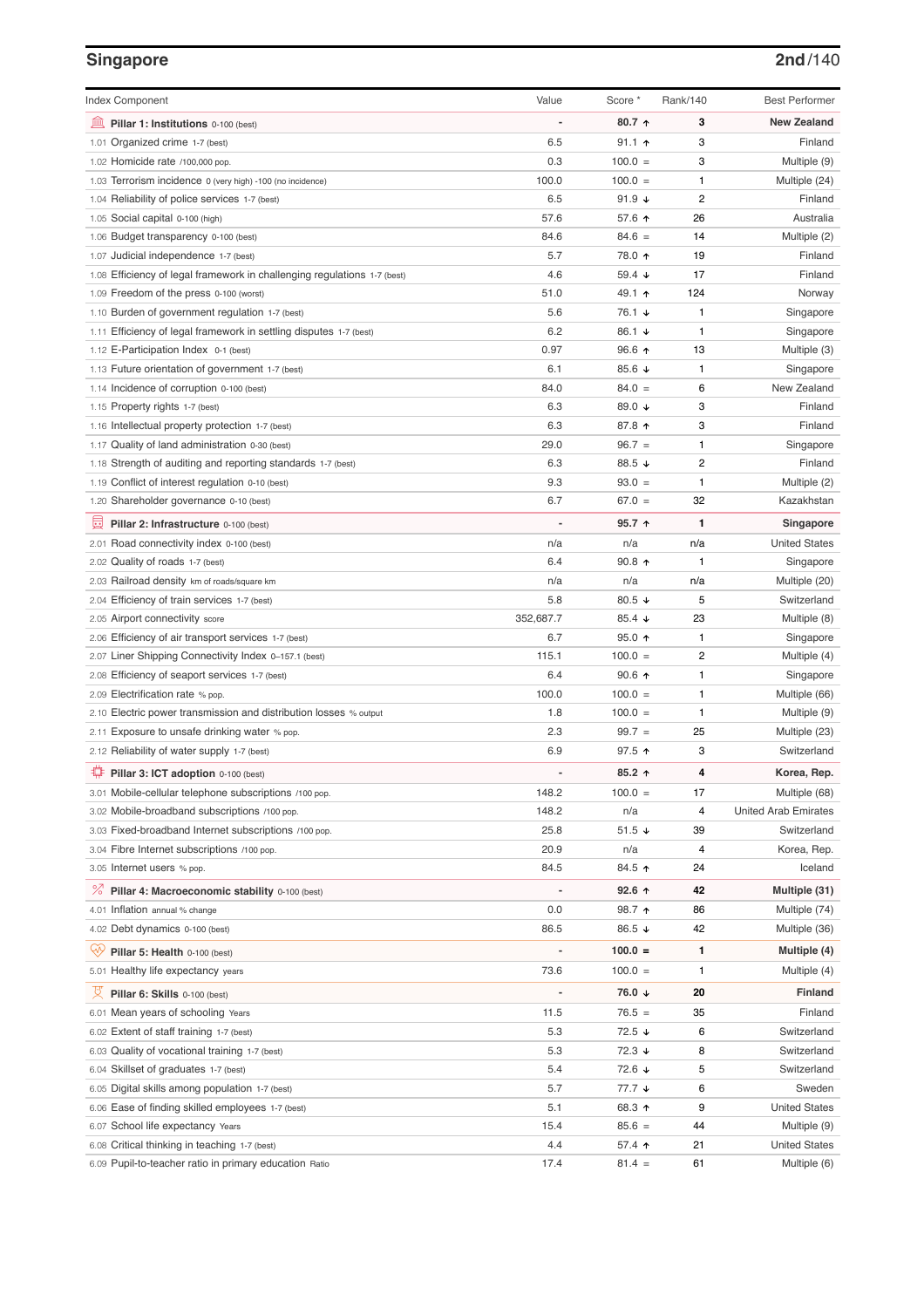## Singapore

**2nd**/140

| Index Component | Value | Score * | Rank/140 | Best Performer |
|---|---|---|---|---|
| **Pillar 1: Institutions** 0-100 (best) | - | **80.7 ↑** | **3** | **New Zealand** |
| 1.01 Organized crime 1-7 (best) | 6.5 | 91.1 ↑ | 3 | Finland |
| 1.02 Homicide rate /100,000 pop. | 0.3 | 100.0 = | 3 | Multiple (9) |
| 1.03 Terrorism incidence 0 (very high) -100 (no incidence) | 100.0 | 100.0 = | 1 | Multiple (24) |
| 1.04 Reliability of police services 1-7 (best) | 6.5 | 91.9 ↓ | 2 | Finland |
| 1.05 Social capital 0-100 (high) | 57.6 | 57.6 ↑ | 26 | Australia |
| 1.06 Budget transparency 0-100 (best) | 84.6 | 84.6 = | 14 | Multiple (2) |
| 1.07 Judicial independence 1-7 (best) | 5.7 | 78.0 ↑ | 19 | Finland |
| 1.08 Efficiency of legal framework in challenging regulations 1-7 (best) | 4.6 | 59.4 ↓ | 17 | Finland |
| 1.09 Freedom of the press 0-100 (worst) | 51.0 | 49.1 ↑ | 124 | Norway |
| 1.10 Burden of government regulation 1-7 (best) | 5.6 | 76.1 ↓ | 1 | Singapore |
| 1.11 Efficiency of legal framework in settling disputes 1-7 (best) | 6.2 | 86.1 ↓ | 1 | Singapore |
| 1.12 E-Participation Index 0-1 (best) | 0.97 | 96.6 ↑ | 13 | Multiple (3) |
| 1.13 Future orientation of government 1-7 (best) | 6.1 | 85.6 ↓ | 1 | Singapore |
| 1.14 Incidence of corruption 0-100 (best) | 84.0 | 84.0 = | 6 | New Zealand |
| 1.15 Property rights 1-7 (best) | 6.3 | 89.0 ↓ | 3 | Finland |
| 1.16 Intellectual property protection 1-7 (best) | 6.3 | 87.8 ↑ | 3 | Finland |
| 1.17 Quality of land administration 0-30 (best) | 29.0 | 96.7 = | 1 | Singapore |
| 1.18 Strength of auditing and reporting standards 1-7 (best) | 6.3 | 88.5 ↓ | 2 | Finland |
| 1.19 Conflict of interest regulation 0-10 (best) | 9.3 | 93.0 = | 1 | Multiple (2) |
| 1.20 Shareholder governance 0-10 (best) | 6.7 | 67.0 = | 32 | Kazakhstan |
| **Pillar 2: Infrastructure** 0-100 (best) | - | **95.7 ↑** | **1** | **Singapore** |
| 2.01 Road connectivity index 0-100 (best) | n/a | n/a | n/a | United States |
| 2.02 Quality of roads 1-7 (best) | 6.4 | 90.8 ↑ | 1 | Singapore |
| 2.03 Railroad density km of roads/square km | n/a | n/a | n/a | Multiple (20) |
| 2.04 Efficiency of train services 1-7 (best) | 5.8 | 80.5 ↓ | 5 | Switzerland |
| 2.05 Airport connectivity score | 352,687.7 | 85.4 ↓ | 23 | Multiple (8) |
| 2.06 Efficiency of air transport services 1-7 (best) | 6.7 | 95.0 ↑ | 1 | Singapore |
| 2.07 Liner Shipping Connectivity Index 0–157.1 (best) | 115.1 | 100.0 = | 2 | Multiple (4) |
| 2.08 Efficiency of seaport services 1-7 (best) | 6.4 | 90.6 ↑ | 1 | Singapore |
| 2.09 Electrification rate % pop. | 100.0 | 100.0 = | 1 | Multiple (66) |
| 2.10 Electric power transmission and distribution losses % output | 1.8 | 100.0 = | 1 | Multiple (9) |
| 2.11 Exposure to unsafe drinking water % pop. | 2.3 | 99.7 = | 25 | Multiple (23) |
| 2.12 Reliability of water supply 1-7 (best) | 6.9 | 97.5 ↑ | 3 | Switzerland |
| **Pillar 3: ICT adoption** 0-100 (best) | - | **85.2 ↑** | **4** | **Korea, Rep.** |
| 3.01 Mobile-cellular telephone subscriptions /100 pop. | 148.2 | 100.0 = | 17 | Multiple (68) |
| 3.02 Mobile-broadband subscriptions /100 pop. | 148.2 | n/a | 4 | United Arab Emirates |
| 3.03 Fixed-broadband Internet subscriptions /100 pop. | 25.8 | 51.5 ↓ | 39 | Switzerland |
| 3.04 Fibre Internet subscriptions /100 pop. | 20.9 | n/a | 4 | Korea, Rep. |
| 3.05 Internet users % pop. | 84.5 | 84.5 ↑ | 24 | Iceland |
| **Pillar 4: Macroeconomic stability** 0-100 (best) | - | **92.6 ↑** | **42** | **Multiple (31)** |
| 4.01 Inflation annual % change | 0.0 | 98.7 ↑ | 86 | Multiple (74) |
| 4.02 Debt dynamics 0-100 (best) | 86.5 | 86.5 ↓ | 42 | Multiple (36) |
| **Pillar 5: Health** 0-100 (best) | - | **100.0 =** | **1** | **Multiple (4)** |
| 5.01 Healthy life expectancy years | 73.6 | 100.0 = | 1 | Multiple (4) |
| **Pillar 6: Skills** 0-100 (best) | - | **76.0 ↓** | **20** | **Finland** |
| 6.01 Mean years of schooling Years | 11.5 | 76.5 = | 35 | Finland |
| 6.02 Extent of staff training 1-7 (best) | 5.3 | 72.5 ↓ | 6 | Switzerland |
| 6.03 Quality of vocational training 1-7 (best) | 5.3 | 72.3 ↓ | 8 | Switzerland |
| 6.04 Skillset of graduates 1-7 (best) | 5.4 | 72.6 ↓ | 5 | Switzerland |
| 6.05 Digital skills among population 1-7 (best) | 5.7 | 77.7 ↓ | 6 | Sweden |
| 6.06 Ease of finding skilled employees 1-7 (best) | 5.1 | 68.3 ↑ | 9 | United States |
| 6.07 School life expectancy Years | 15.4 | 85.6 = | 44 | Multiple (9) |
| 6.08 Critical thinking in teaching 1-7 (best) | 4.4 | 57.4 ↑ | 21 | United States |
| 6.09 Pupil-to-teacher ratio in primary education Ratio | 17.4 | 81.4 = | 61 | Multiple (6) |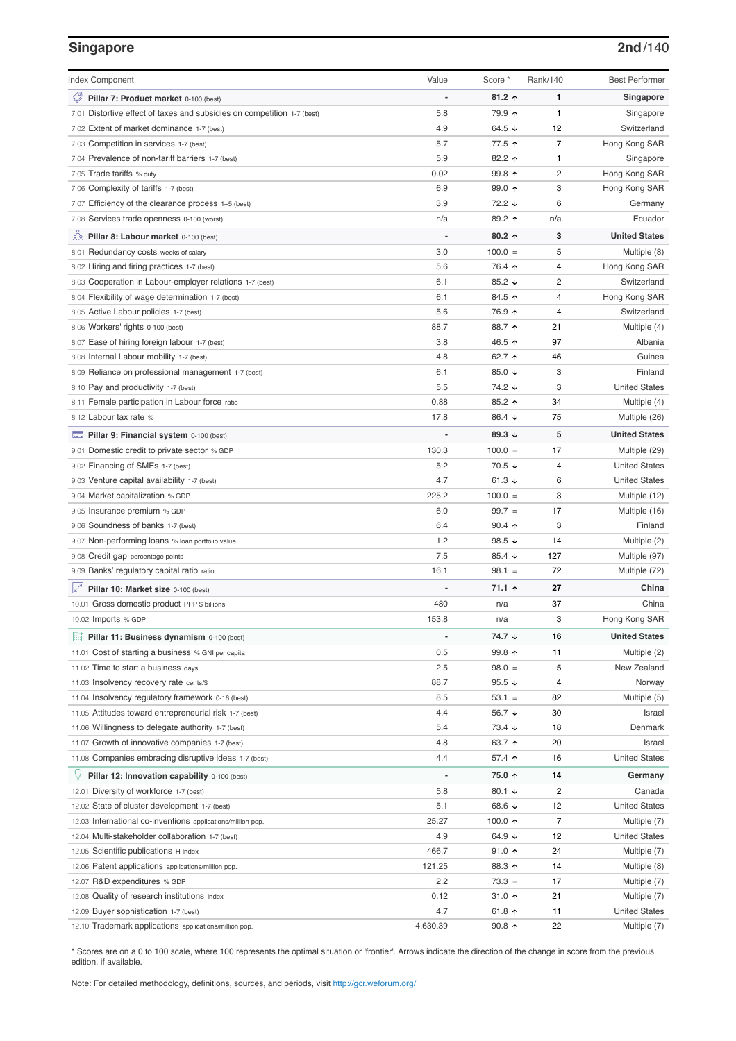## Singapore

**2nd/140**

| Index Component | Value | Score * | Rank/140 | Best Performer |
|---|---|---|---|---|
| **Pillar 7: Product market** 0-100 (best) | - | **81.2 ↑** | **1** | **Singapore** |
| 7.01 Distortive effect of taxes and subsidies on competition 1-7 (best) | 5.8 | 79.9 ↑ | 1 | Singapore |
| 7.02 Extent of market dominance 1-7 (best) | 4.9 | 64.5 ↓ | 12 | Switzerland |
| 7.03 Competition in services 1-7 (best) | 5.7 | 77.5 ↑ | 7 | Hong Kong SAR |
| 7.04 Prevalence of non-tariff barriers 1-7 (best) | 5.9 | 82.2 ↑ | 1 | Singapore |
| 7.05 Trade tariffs % duty | 0.02 | 99.8 ↑ | 2 | Hong Kong SAR |
| 7.06 Complexity of tariffs 1-7 (best) | 6.9 | 99.0 ↑ | 3 | Hong Kong SAR |
| 7.07 Efficiency of the clearance process 1–5 (best) | 3.9 | 72.2 ↓ | 6 | Germany |
| 7.08 Services trade openness 0-100 (worst) | n/a | 89.2 ↑ | n/a | Ecuador |
| **Pillar 8: Labour market** 0-100 (best) | - | **80.2 ↑** | **3** | **United States** |
| 8.01 Redundancy costs weeks of salary | 3.0 | 100.0 = | 5 | Multiple (8) |
| 8.02 Hiring and firing practices 1-7 (best) | 5.6 | 76.4 ↑ | 4 | Hong Kong SAR |
| 8.03 Cooperation in Labour-employer relations 1-7 (best) | 6.1 | 85.2 ↓ | 2 | Switzerland |
| 8.04 Flexibility of wage determination 1-7 (best) | 6.1 | 84.5 ↑ | 4 | Hong Kong SAR |
| 8.05 Active Labour policies 1-7 (best) | 5.6 | 76.9 ↑ | 4 | Switzerland |
| 8.06 Workers' rights 0-100 (best) | 88.7 | 88.7 ↑ | 21 | Multiple (4) |
| 8.07 Ease of hiring foreign labour 1-7 (best) | 3.8 | 46.5 ↑ | 97 | Albania |
| 8.08 Internal Labour mobility 1-7 (best) | 4.8 | 62.7 ↑ | 46 | Guinea |
| 8.09 Reliance on professional management 1-7 (best) | 6.1 | 85.0 ↓ | 3 | Finland |
| 8.10 Pay and productivity 1-7 (best) | 5.5 | 74.2 ↓ | 3 | United States |
| 8.11 Female participation in Labour force ratio | 0.88 | 85.2 ↑ | 34 | Multiple (4) |
| 8.12 Labour tax rate % | 17.8 | 86.4 ↓ | 75 | Multiple (26) |
| **Pillar 9: Financial system** 0-100 (best) | - | **89.3 ↓** | **5** | **United States** |
| 9.01 Domestic credit to private sector % GDP | 130.3 | 100.0 = | 17 | Multiple (29) |
| 9.02 Financing of SMEs 1-7 (best) | 5.2 | 70.5 ↓ | 4 | United States |
| 9.03 Venture capital availability 1-7 (best) | 4.7 | 61.3 ↓ | 6 | United States |
| 9.04 Market capitalization % GDP | 225.2 | 100.0 = | 3 | Multiple (12) |
| 9.05 Insurance premium % GDP | 6.0 | 99.7 = | 17 | Multiple (16) |
| 9.06 Soundness of banks 1-7 (best) | 6.4 | 90.4 ↑ | 3 | Finland |
| 9.07 Non-performing loans % loan portfolio value | 1.2 | 98.5 ↓ | 14 | Multiple (2) |
| 9.08 Credit gap percentage points | 7.5 | 85.4 ↓ | 127 | Multiple (97) |
| 9.09 Banks' regulatory capital ratio ratio | 16.1 | 98.1 = | 72 | Multiple (72) |
| **Pillar 10: Market size** 0-100 (best) | - | **71.1 ↑** | **27** | **China** |
| 10.01 Gross domestic product PPP $ billions | 480 | n/a | 37 | China |
| 10.02 Imports % GDP | 153.8 | n/a | 3 | Hong Kong SAR |
| **Pillar 11: Business dynamism** 0-100 (best) | - | **74.7 ↓** | **16** | **United States** |
| 11.01 Cost of starting a business % GNI per capita | 0.5 | 99.8 ↑ | 11 | Multiple (2) |
| 11.02 Time to start a business days | 2.5 | 98.0 = | 5 | New Zealand |
| 11.03 Insolvency recovery rate cents/$ | 88.7 | 95.5 ↓ | 4 | Norway |
| 11.04 Insolvency regulatory framework 0-16 (best) | 8.5 | 53.1 = | 82 | Multiple (5) |
| 11.05 Attitudes toward entrepreneurial risk 1-7 (best) | 4.4 | 56.7 ↓ | 30 | Israel |
| 11.06 Willingness to delegate authority 1-7 (best) | 5.4 | 73.4 ↓ | 18 | Denmark |
| 11.07 Growth of innovative companies 1-7 (best) | 4.8 | 63.7 ↑ | 20 | Israel |
| 11.08 Companies embracing disruptive ideas 1-7 (best) | 4.4 | 57.4 ↑ | 16 | United States |
| **Pillar 12: Innovation capability** 0-100 (best) | - | **75.0 ↑** | **14** | **Germany** |
| 12.01 Diversity of workforce 1-7 (best) | 5.8 | 80.1 ↓ | 2 | Canada |
| 12.02 State of cluster development 1-7 (best) | 5.1 | 68.6 ↓ | 12 | United States |
| 12.03 International co-inventions applications/million pop. | 25.27 | 100.0 ↑ | 7 | Multiple (7) |
| 12.04 Multi-stakeholder collaboration 1-7 (best) | 4.9 | 64.9 ↓ | 12 | United States |
| 12.05 Scientific publications H Index | 466.7 | 91.0 ↑ | 24 | Multiple (7) |
| 12.06 Patent applications applications/million pop. | 121.25 | 88.3 ↑ | 14 | Multiple (8) |
| 12.07 R&D expenditures % GDP | 2.2 | 73.3 = | 17 | Multiple (7) |
| 12.08 Quality of research institutions index | 0.12 | 31.0 ↑ | 21 | Multiple (7) |
| 12.09 Buyer sophistication 1-7 (best) | 4.7 | 61.8 ↑ | 11 | United States |
| 12.10 Trademark applications applications/million pop. | 4,630.39 | 90.8 ↑ | 22 | Multiple (7) |

* Scores are on a 0 to 100 scale, where 100 represents the optimal situation or 'frontier'. Arrows indicate the direction of the change in score from the previous edition, if available.

Note: For detailed methodology, definitions, sources, and periods, visit http://gcr.weforum.org/